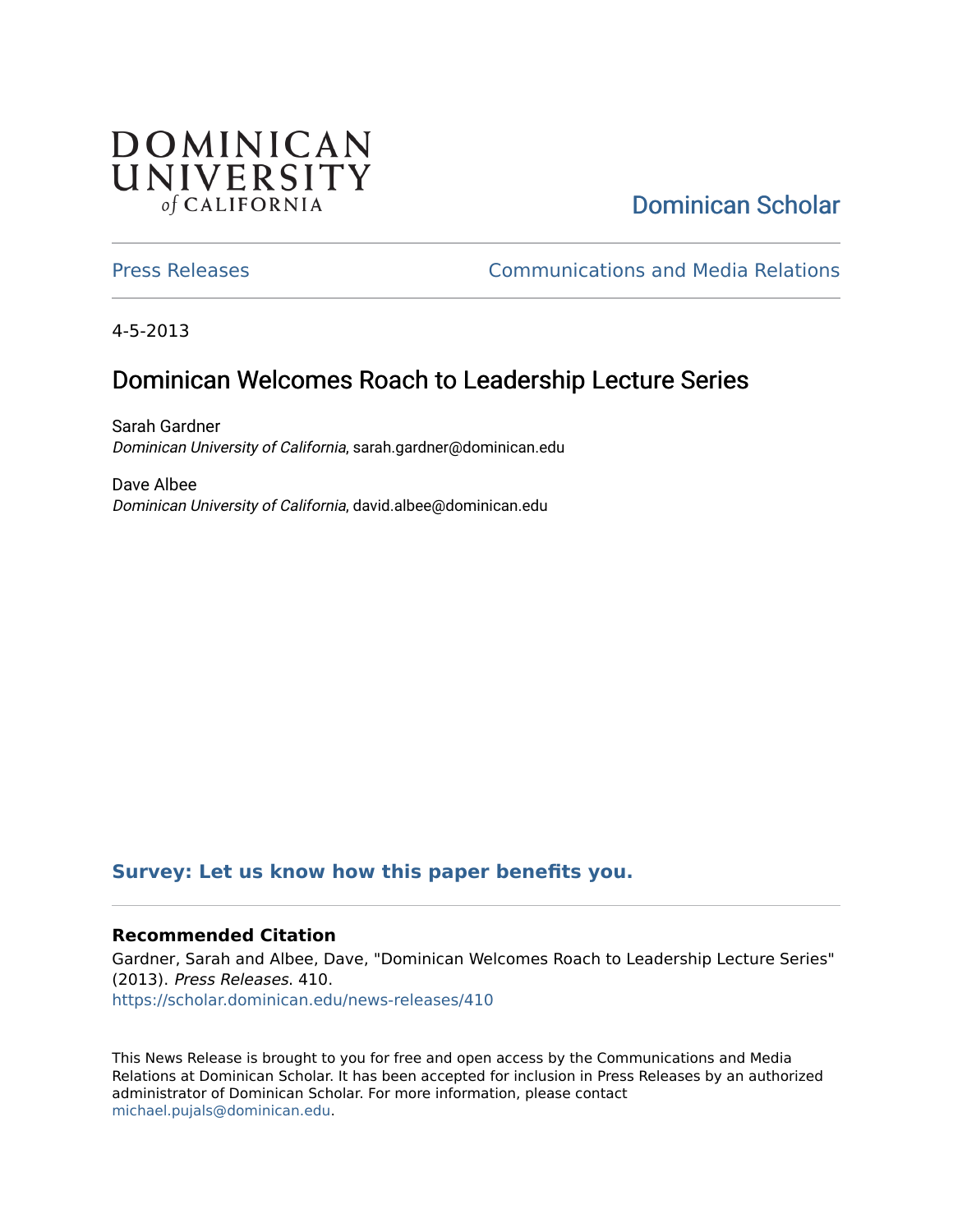DOMINICAN UNIVERSITY *of* CALIFORNIA

Dominican Scholar

Press Releases | Communications and Media Relations

4-5-2013

# Dominican Welcomes Roach to Leadership Lecture Series

Sarah Gardner
*Dominican University of California*, sarah.gardner@dominican.edu

Dave Albee
*Dominican University of California*, david.albee@dominican.edu

**Survey: Let us know how this paper benefits you.**

### Recommended Citation

Gardner, Sarah and Albee, Dave, "Dominican Welcomes Roach to Leadership Lecture Series" (2013). *Press Releases*. 410.
https://scholar.dominican.edu/news-releases/410

This News Release is brought to you for free and open access by the Communications and Media Relations at Dominican Scholar. It has been accepted for inclusion in Press Releases by an authorized administrator of Dominican Scholar. For more information, please contact michael.pujals@dominican.edu.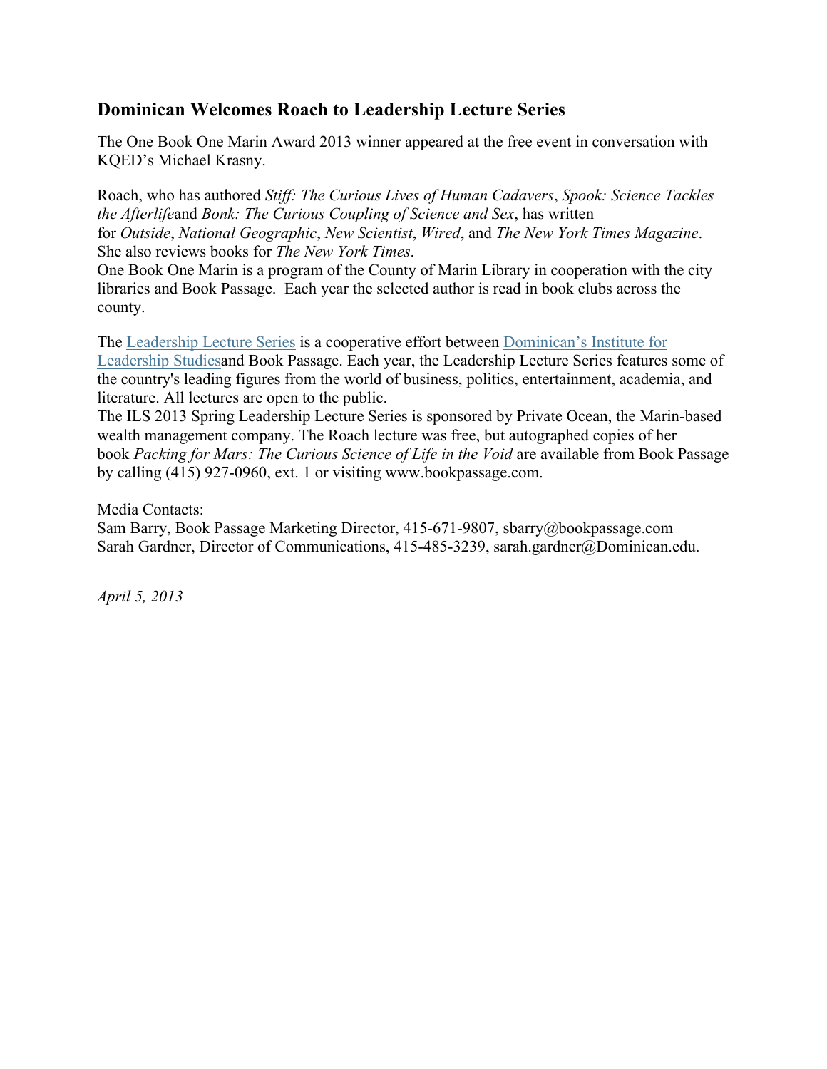## Dominican Welcomes Roach to Leadership Lecture Series

The One Book One Marin Award 2013 winner appeared at the free event in conversation with KQED's Michael Krasny.

Roach, who has authored *Stiff: The Curious Lives of Human Cadavers*, *Spook: Science Tackles the Afterlife*and *Bonk: The Curious Coupling of Science and Sex*, has written for *Outside*, *National Geographic*, *New Scientist*, *Wired*, and *The New York Times Magazine*. She also reviews books for *The New York Times*.
One Book One Marin is a program of the County of Marin Library in cooperation with the city libraries and Book Passage. Each year the selected author is read in book clubs across the county.

The Leadership Lecture Series is a cooperative effort between Dominican's Institute for Leadership Studiesand Book Passage. Each year, the Leadership Lecture Series features some of the country's leading figures from the world of business, politics, entertainment, academia, and literature. All lectures are open to the public.
The ILS 2013 Spring Leadership Lecture Series is sponsored by Private Ocean, the Marin-based wealth management company. The Roach lecture was free, but autographed copies of her book *Packing for Mars: The Curious Science of Life in the Void* are available from Book Passage by calling (415) 927-0960, ext. 1 or visiting www.bookpassage.com.

Media Contacts:
Sam Barry, Book Passage Marketing Director, 415-671-9807, sbarry@bookpassage.com
Sarah Gardner, Director of Communications, 415-485-3239, sarah.gardner@Dominican.edu.

*April 5, 2013*